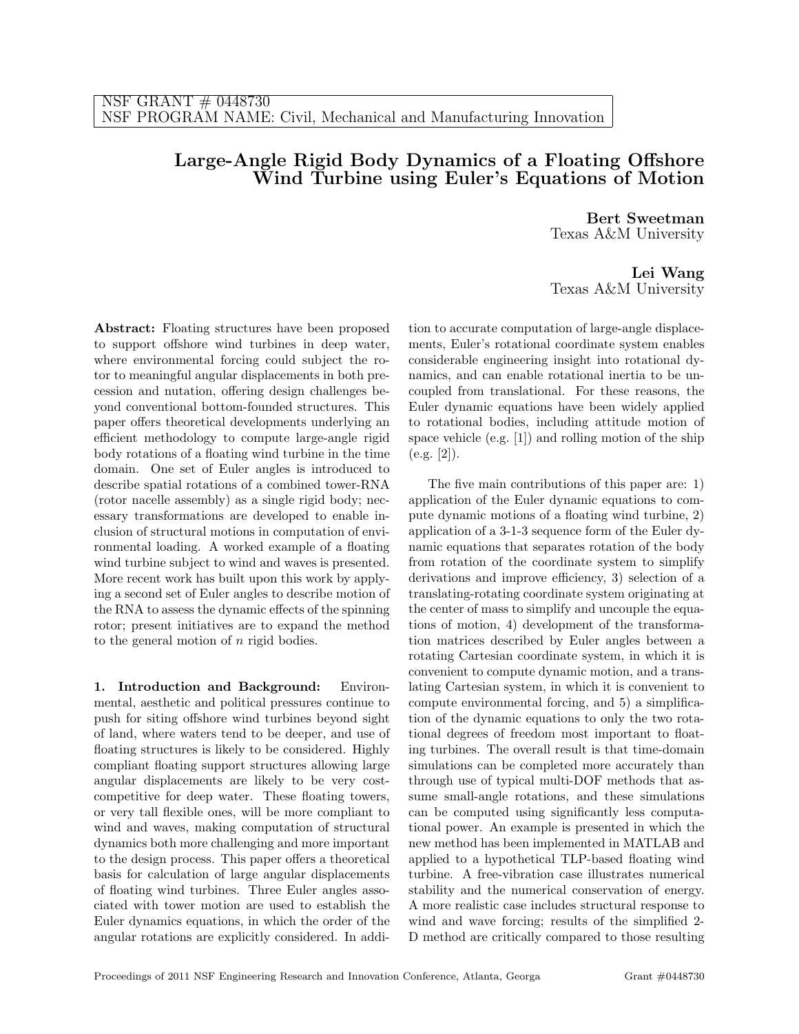NSF GRANT # 0448730
NSF PROGRAM NAME: Civil, Mechanical and Manufacturing Innovation

# Large-Angle Rigid Body Dynamics of a Floating Offshore Wind Turbine using Euler's Equations of Motion

**Bert Sweetman**
Texas A&M University

**Lei Wang**
Texas A&M University

**Abstract:** Floating structures have been proposed to support offshore wind turbines in deep water, where environmental forcing could subject the rotor to meaningful angular displacements in both precession and nutation, offering design challenges beyond conventional bottom-founded structures. This paper offers theoretical developments underlying an efficient methodology to compute large-angle rigid body rotations of a floating wind turbine in the time domain. One set of Euler angles is introduced to describe spatial rotations of a combined tower-RNA (rotor nacelle assembly) as a single rigid body; necessary transformations are developed to enable inclusion of structural motions in computation of environmental loading. A worked example of a floating wind turbine subject to wind and waves is presented. More recent work has built upon this work by applying a second set of Euler angles to describe motion of the RNA to assess the dynamic effects of the spinning rotor; present initiatives are to expand the method to the general motion of $n$ rigid bodies.

**1. Introduction and Background:** Environmental, aesthetic and political pressures continue to push for siting offshore wind turbines beyond sight of land, where waters tend to be deeper, and use of floating structures is likely to be considered. Highly compliant floating support structures allowing large angular displacements are likely to be very cost-competitive for deep water. These floating towers, or very tall flexible ones, will be more compliant to wind and waves, making computation of structural dynamics both more challenging and more important to the design process. This paper offers a theoretical basis for calculation of large angular displacements of floating wind turbines. Three Euler angles associated with tower motion are used to establish the Euler dynamics equations, in which the order of the angular rotations are explicitly considered. In addition to accurate computation of large-angle displacements, Euler's rotational coordinate system enables considerable engineering insight into rotational dynamics, and can enable rotational inertia to be uncoupled from translational. For these reasons, the Euler dynamic equations have been widely applied to rotational bodies, including attitude motion of space vehicle (e.g. [1]) and rolling motion of the ship (e.g. [2]).

The five main contributions of this paper are: 1) application of the Euler dynamic equations to compute dynamic motions of a floating wind turbine, 2) application of a 3-1-3 sequence form of the Euler dynamic equations that separates rotation of the body from rotation of the coordinate system to simplify derivations and improve efficiency, 3) selection of a translating-rotating coordinate system originating at the center of mass to simplify and uncouple the equations of motion, 4) development of the transformation matrices described by Euler angles between a rotating Cartesian coordinate system, in which it is convenient to compute dynamic motion, and a translating Cartesian system, in which it is convenient to compute environmental forcing, and 5) a simplification of the dynamic equations to only the two rotational degrees of freedom most important to floating turbines. The overall result is that time-domain simulations can be completed more accurately than through use of typical multi-DOF methods that assume small-angle rotations, and these simulations can be computed using significantly less computational power. An example is presented in which the new method has been implemented in MATLAB and applied to a hypothetical TLP-based floating wind turbine. A free-vibration case illustrates numerical stability and the numerical conservation of energy. A more realistic case includes structural response to wind and wave forcing; results of the simplified 2-D method are critically compared to those resulting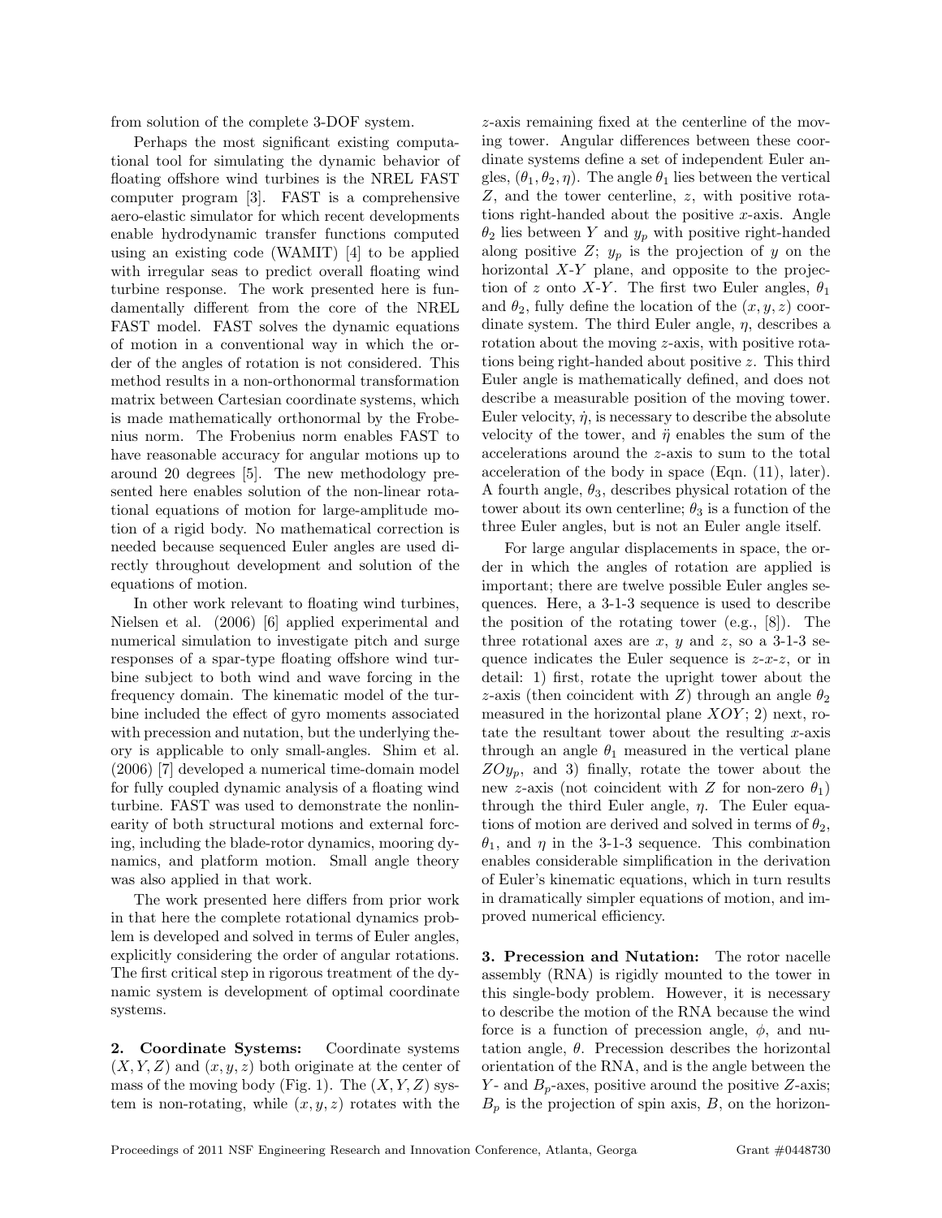from solution of the complete 3-DOF system.

Perhaps the most significant existing computational tool for simulating the dynamic behavior of floating offshore wind turbines is the NREL FAST computer program [3]. FAST is a comprehensive aero-elastic simulator for which recent developments enable hydrodynamic transfer functions computed using an existing code (WAMIT) [4] to be applied with irregular seas to predict overall floating wind turbine response. The work presented here is fundamentally different from the core of the NREL FAST model. FAST solves the dynamic equations of motion in a conventional way in which the order of the angles of rotation is not considered. This method results in a non-orthonormal transformation matrix between Cartesian coordinate systems, which is made mathematically orthonormal by the Frobenius norm. The Frobenius norm enables FAST to have reasonable accuracy for angular motions up to around 20 degrees [5]. The new methodology presented here enables solution of the non-linear rotational equations of motion for large-amplitude motion of a rigid body. No mathematical correction is needed because sequenced Euler angles are used directly throughout development and solution of the equations of motion.

In other work relevant to floating wind turbines, Nielsen et al. (2006) [6] applied experimental and numerical simulation to investigate pitch and surge responses of a spar-type floating offshore wind turbine subject to both wind and wave forcing in the frequency domain. The kinematic model of the turbine included the effect of gyro moments associated with precession and nutation, but the underlying theory is applicable to only small-angles. Shim et al. (2006) [7] developed a numerical time-domain model for fully coupled dynamic analysis of a floating wind turbine. FAST was used to demonstrate the nonlinearity of both structural motions and external forcing, including the blade-rotor dynamics, mooring dynamics, and platform motion. Small angle theory was also applied in that work.

The work presented here differs from prior work in that here the complete rotational dynamics problem is developed and solved in terms of Euler angles, explicitly considering the order of angular rotations. The first critical step in rigorous treatment of the dynamic system is development of optimal coordinate systems.

**2. Coordinate Systems:** Coordinate systems $(X, Y, Z)$ and $(x, y, z)$ both originate at the center of mass of the moving body (Fig. 1). The $(X, Y, Z)$ system is non-rotating, while $(x, y, z)$ rotates with the $z$-axis remaining fixed at the centerline of the moving tower. Angular differences between these coordinate systems define a set of independent Euler angles, $(\theta_1, \theta_2, \eta)$. The angle $\theta_1$ lies between the vertical $Z$, and the tower centerline, $z$, with positive rotations right-handed about the positive $x$-axis. Angle $\theta_2$ lies between $Y$ and $y_p$ with positive right-handed along positive $Z$; $y_p$ is the projection of $y$ on the horizontal $X$-$Y$ plane, and opposite to the projection of $z$ onto $X$-$Y$. The first two Euler angles, $\theta_1$ and $\theta_2$, fully define the location of the $(x, y, z)$ coordinate system. The third Euler angle, $\eta$, describes a rotation about the moving $z$-axis, with positive rotations being right-handed about positive $z$. This third Euler angle is mathematically defined, and does not describe a measurable position of the moving tower. Euler velocity, $\dot{\eta}$, is necessary to describe the absolute velocity of the tower, and $\ddot{\eta}$ enables the sum of the accelerations around the $z$-axis to sum to the total acceleration of the body in space (Eqn. (11), later). A fourth angle, $\theta_3$, describes physical rotation of the tower about its own centerline; $\theta_3$ is a function of the three Euler angles, but is not an Euler angle itself.

For large angular displacements in space, the order in which the angles of rotation are applied is important; there are twelve possible Euler angles sequences. Here, a 3-1-3 sequence is used to describe the position of the rotating tower (e.g., [8]). The three rotational axes are $x$, $y$ and $z$, so a 3-1-3 sequence indicates the Euler sequence is $z$-$x$-$z$, or in detail: 1) first, rotate the upright tower about the $z$-axis (then coincident with $Z$) through an angle $\theta_2$ measured in the horizontal plane $XOY$; 2) next, rotate the resultant tower about the resulting $x$-axis through an angle $\theta_1$ measured in the vertical plane $ZOy_p$, and 3) finally, rotate the tower about the new $z$-axis (not coincident with $Z$ for non-zero $\theta_1$) through the third Euler angle, $\eta$. The Euler equations of motion are derived and solved in terms of $\theta_2$, $\theta_1$, and $\eta$ in the 3-1-3 sequence. This combination enables considerable simplification in the derivation of Euler's kinematic equations, which in turn results in dramatically simpler equations of motion, and improved numerical efficiency.

**3. Precession and Nutation:** The rotor nacelle assembly (RNA) is rigidly mounted to the tower in this single-body problem. However, it is necessary to describe the motion of the RNA because the wind force is a function of precession angle, $\phi$, and nutation angle, $\theta$. Precession describes the horizontal orientation of the RNA, and is the angle between the $Y$- and $B_p$-axes, positive around the positive $Z$-axis; $B_p$ is the projection of spin axis, $B$, on the horizon-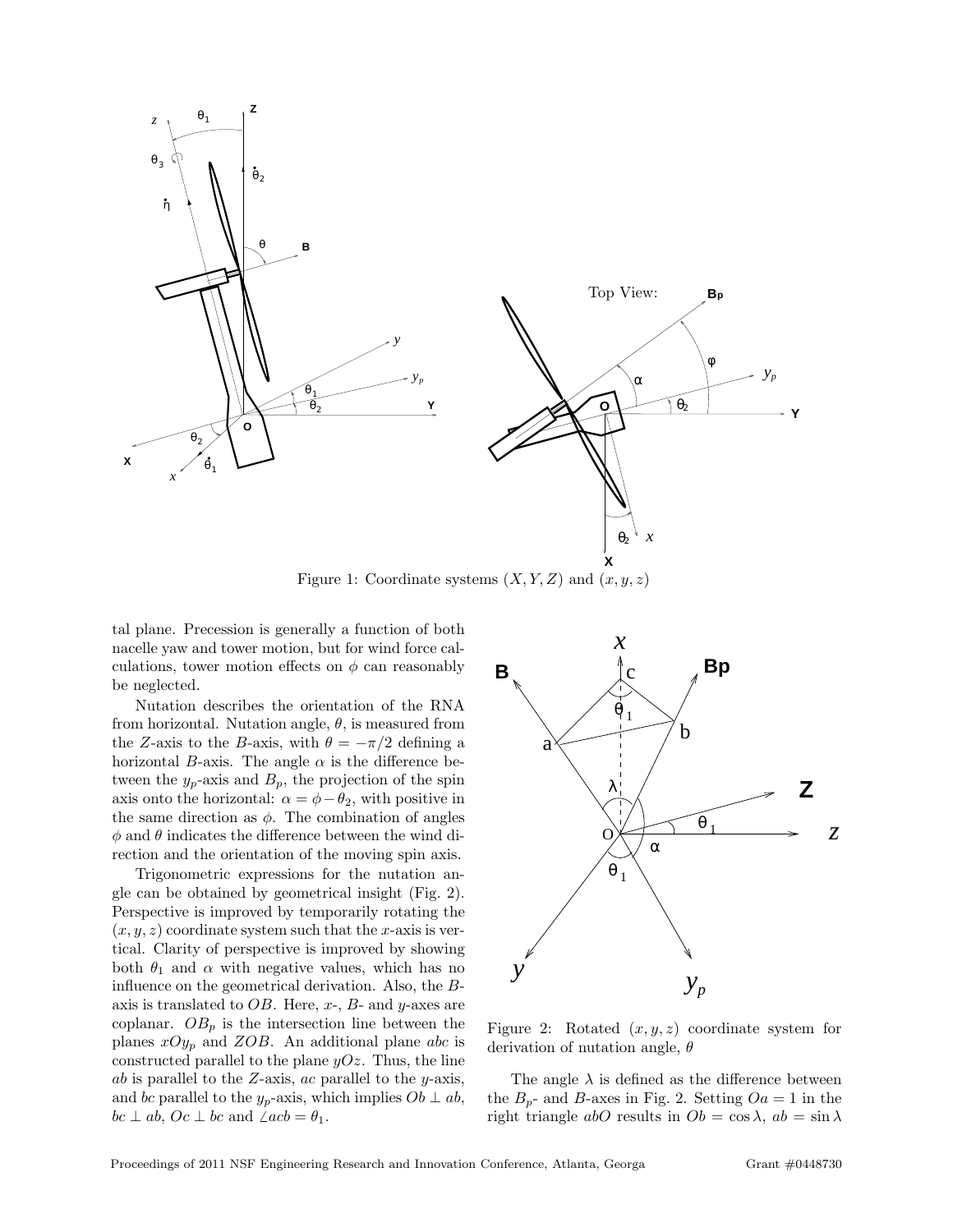Figure 1: Coordinate systems $(X, Y, Z)$ and $(x, y, z)$

tal plane. Precession is generally a function of both nacelle yaw and tower motion, but for wind force calculations, tower motion effects on $\phi$ can reasonably be neglected.

Nutation describes the orientation of the RNA from horizontal. Nutation angle, $\theta$, is measured from the $Z$-axis to the $B$-axis, with $\theta = -\pi/2$ defining a horizontal $B$-axis. The angle $\alpha$ is the difference between the $y_p$-axis and $B_p$, the projection of the spin axis onto the horizontal: $\alpha = \phi - \theta_2$, with positive in the same direction as $\phi$. The combination of angles $\phi$ and $\theta$ indicates the difference between the wind direction and the orientation of the moving spin axis.

Trigonometric expressions for the nutation angle can be obtained by geometrical insight (Fig. 2). Perspective is improved by temporarily rotating the $(x, y, z)$ coordinate system such that the $x$-axis is vertical. Clarity of perspective is improved by showing both $\theta_1$ and $\alpha$ with negative values, which has no influence on the geometrical derivation. Also, the $B$-axis is translated to $OB$. Here, $x$-, $B$- and $y$-axes are coplanar. $OB_p$ is the intersection line between the planes $xOy_p$ and $ZOB$. An additional plane $abc$ is constructed parallel to the plane $yOz$. Thus, the line $ab$ is parallel to the $Z$-axis, $ac$ parallel to the $y$-axis, and $bc$ parallel to the $y_p$-axis, which implies $Ob \perp ab$, $bc \perp ab$, $Oc \perp bc$ and $\angle acb = \theta_1$.

Figure 2: Rotated $(x, y, z)$ coordinate system for derivation of nutation angle, $\theta$

The angle $\lambda$ is defined as the difference between the $B_p$- and $B$-axes in Fig. 2. Setting $Oa = 1$ in the right triangle $abO$ results in $Ob = \cos\lambda$, $ab = \sin\lambda$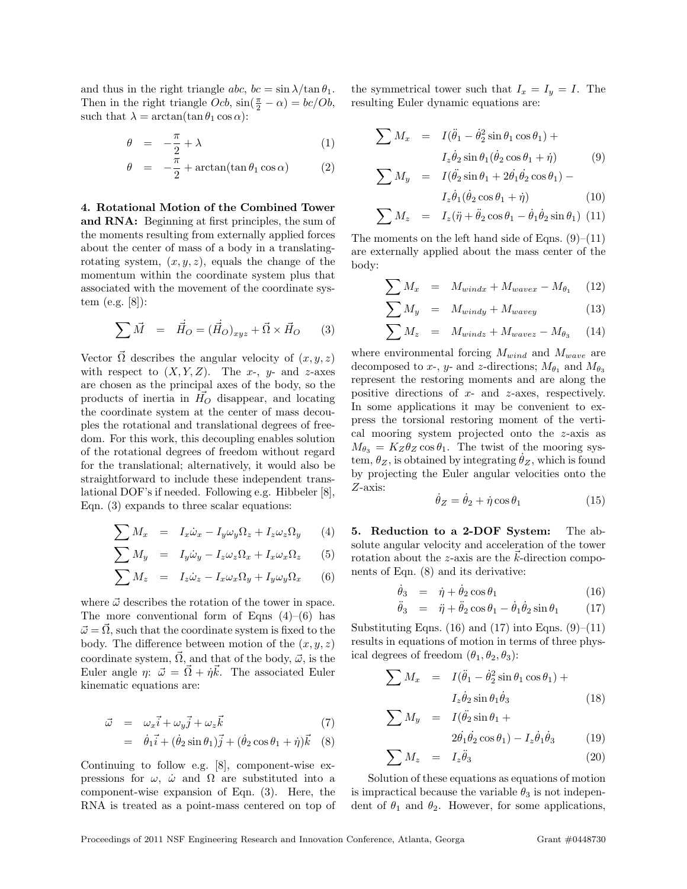and thus in the right triangle $abc$, $bc = \sin\lambda/\tan\theta_1$. Then in the right triangle $Ocb$, $\sin(\frac{\pi}{2} - \alpha) = bc/Ob$, such that $\lambda = \arctan(\tan\theta_1 \cos\alpha)$:

$$\theta = -\frac{\pi}{2} + \lambda \tag{1}$$

$$\theta = -\frac{\pi}{2} + \arctan(\tan\theta_1 \cos\alpha) \tag{2}$$

**4. Rotational Motion of the Combined Tower and RNA:** Beginning at first principles, the sum of the moments resulting from externally applied forces about the center of mass of a body in a translating-rotating system, $(x, y, z)$, equals the change of the momentum within the coordinate system plus that associated with the movement of the coordinate system (e.g. [8]):

$$\sum \vec{M} = \dot{\vec{H}}_O = (\dot{\vec{H}}_O)_{xyz} + \vec{\Omega} \times \vec{H}_O \tag{3}$$

Vector $\vec{\Omega}$ describes the angular velocity of $(x, y, z)$ with respect to $(X, Y, Z)$. The $x$-, $y$- and $z$-axes are chosen as the principal axes of the body, so the products of inertia in $\vec{H}_O$ disappear, and locating the coordinate system at the center of mass decouples the rotational and translational degrees of freedom. For this work, this decoupling enables solution of the rotational degrees of freedom without regard for the translational; alternatively, it would also be straightforward to include these independent translational DOF's if needed. Following e.g. Hibbeler [8], Eqn. (3) expands to three scalar equations:

$$\sum M_x = I_x\dot{\omega}_x - I_y\omega_y\Omega_z + I_z\omega_z\Omega_y \tag{4}$$

$$\sum M_y = I_y\dot{\omega}_y - I_z\omega_z\Omega_x + I_x\omega_x\Omega_z \tag{5}$$

$$\sum M_z = I_z\dot{\omega}_z - I_x\omega_x\Omega_y + I_y\omega_y\Omega_x \tag{6}$$

where $\vec{\omega}$ describes the rotation of the tower in space. The more conventional form of Eqns (4)–(6) has $\vec{\omega} = \vec{\Omega}$, such that the coordinate system is fixed to the body. The difference between motion of the $(x, y, z)$ coordinate system, $\vec{\Omega}$, and that of the body, $\vec{\omega}$, is the Euler angle $\eta$: $\vec{\omega} = \vec{\Omega} + \dot{\eta}\vec{k}$. The associated Euler kinematic equations are:

$$\vec{\omega} = \omega_x\vec{i} + \omega_y\vec{j} + \omega_z\vec{k} \tag{7}$$

$$= \dot{\theta}_1\vec{i} + (\dot{\theta}_2 \sin\theta_1)\vec{j} + (\dot{\theta}_2\cos\theta_1 + \dot{\eta})\vec{k} \tag{8}$$

Continuing to follow e.g. [8], component-wise expressions for $\omega$, $\dot{\omega}$ and $\Omega$ are substituted into a component-wise expansion of Eqn. (3). Here, the RNA is treated as a point-mass centered on top of the symmetrical tower such that $I_x = I_y = I$. The resulting Euler dynamic equations are:

$$\sum M_x = I(\ddot{\theta}_1 - \dot{\theta}_2^2 \sin\theta_1 \cos\theta_1) + I_z\dot{\theta}_2 \sin\theta_1(\dot{\theta}_2\cos\theta_1 + \dot{\eta}) \tag{9}$$

$$\sum M_y = I(\ddot{\theta}_2 \sin\theta_1 + 2\dot{\theta}_1\dot{\theta}_2\cos\theta_1) - I_z\dot{\theta}_1(\dot{\theta}_2\cos\theta_1 + \dot{\eta}) \tag{10}$$

$$\sum M_z = I_z(\ddot{\eta} + \ddot{\theta}_2\cos\theta_1 - \dot{\theta}_1\dot{\theta}_2\sin\theta_1) \tag{11}$$

The moments on the left hand side of Eqns. (9)–(11) are externally applied about the mass center of the body:

$$\sum M_x = M_{windx} + M_{wavex} - M_{\theta_1} \tag{12}$$

$$\sum M_y = M_{windy} + M_{wavey} \tag{13}$$

$$\sum M_z = M_{windz} + M_{wavez} - M_{\theta_3} \tag{14}$$

where environmental forcing $M_{wind}$ and $M_{wave}$ are decomposed to $x$-, $y$- and $z$-directions; $M_{\theta_1}$ and $M_{\theta_3}$ represent the restoring moments and are along the positive directions of $x$- and $z$-axes, respectively. In some applications it may be convenient to express the torsional restoring moment of the vertical mooring system projected onto the $z$-axis as $M_{\theta_3} = K_Z\theta_Z\cos\theta_1$. The twist of the mooring system, $\theta_Z$, is obtained by integrating $\dot{\theta}_Z$, which is found by projecting the Euler angular velocities onto the $Z$-axis:

$$\dot{\theta}_Z = \dot{\theta}_2 + \dot{\eta}\cos\theta_1 \tag{15}$$

**5. Reduction to a 2-DOF System:** The absolute angular velocity and acceleration of the tower rotation about the $z$-axis are the $\vec{k}$-direction components of Eqn. (8) and its derivative:

$$\dot{\theta}_3 = \dot{\eta} + \dot{\theta}_2\cos\theta_1 \tag{16}$$

$$\ddot{\theta}_3 = \ddot{\eta} + \ddot{\theta}_2\cos\theta_1 - \dot{\theta}_1\dot{\theta}_2\sin\theta_1 \tag{17}$$

Substituting Eqns. (16) and (17) into Eqns. (9)–(11) results in equations of motion in terms of three physical degrees of freedom $(\theta_1, \theta_2, \theta_3)$:

$$\sum M_x = I(\ddot{\theta}_1 - \dot{\theta}_2^2\sin\theta_1\cos\theta_1) + I_z\dot{\theta}_2\sin\theta_1\dot{\theta}_3 \tag{18}$$

$$\sum M_y = I(\ddot{\theta}_2\sin\theta_1 + 2\dot{\theta}_1\dot{\theta}_2\cos\theta_1) - I_z\dot{\theta}_1\dot{\theta}_3 \tag{19}$$

$$\sum M_z = I_z\ddot{\theta}_3 \tag{20}$$

Solution of these equations as equations of motion is impractical because the variable $\theta_3$ is not independent of $\theta_1$ and $\theta_2$. However, for some applications,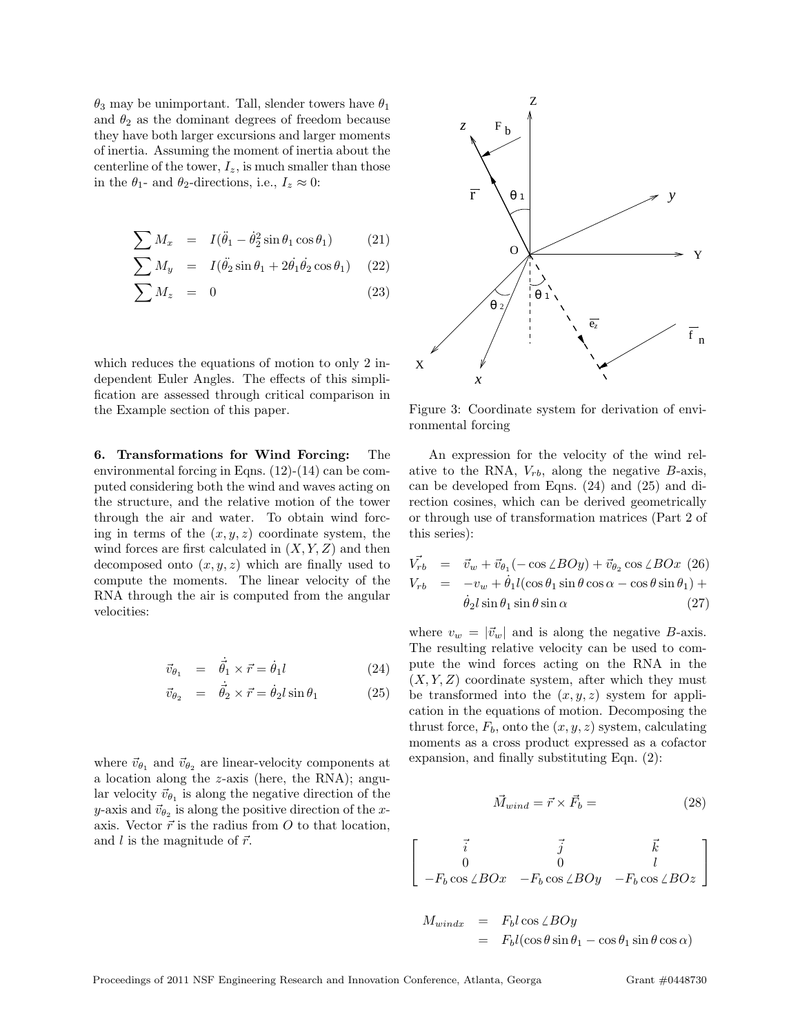$\theta_3$ may be unimportant. Tall, slender towers have $\theta_1$ and $\theta_2$ as the dominant degrees of freedom because they have both larger excursions and larger moments of inertia. Assuming the moment of inertia about the centerline of the tower, $I_z$, is much smaller than those in the $\theta_1$- and $\theta_2$-directions, i.e., $I_z \approx 0$:

$$\sum M_x = I(\ddot{\theta}_1 - \dot{\theta}_2^2 \sin\theta_1 \cos\theta_1) \quad (21)$$

$$\sum M_y = I(\ddot{\theta}_2 \sin\theta_1 + 2\dot{\theta}_1\dot{\theta}_2 \cos\theta_1) \quad (22)$$

$$\sum M_z = 0 \quad (23)$$

which reduces the equations of motion to only 2 independent Euler Angles. The effects of this simplification are assessed through critical comparison in the Example section of this paper.

**6. Transformations for Wind Forcing:** The environmental forcing in Eqns. (12)-(14) can be computed considering both the wind and waves acting on the structure, and the relative motion of the tower through the air and water. To obtain wind forcing in terms of the $(x, y, z)$ coordinate system, the wind forces are first calculated in $(X, Y, Z)$ and then decomposed onto $(x, y, z)$ which are finally used to compute the moments. The linear velocity of the RNA through the air is computed from the angular velocities:

$$\vec{v}_{\theta_1} = \dot{\vec{\theta}}_1 \times \vec{r} = \dot{\theta}_1 l \quad (24)$$

$$\vec{v}_{\theta_2} = \dot{\vec{\theta}}_2 \times \vec{r} = \dot{\theta}_2 l \sin\theta_1 \quad (25)$$

where $\vec{v}_{\theta_1}$ and $\vec{v}_{\theta_2}$ are linear-velocity components at a location along the $z$-axis (here, the RNA); angular velocity $\vec{v}_{\theta_1}$ is along the negative direction of the $y$-axis and $\vec{v}_{\theta_2}$ is along the positive direction of the $x$-axis. Vector $\vec{r}$ is the radius from $O$ to that location, and $l$ is the magnitude of $\vec{r}$.

Figure 3: Coordinate system for derivation of environmental forcing

An expression for the velocity of the wind relative to the RNA, $V_{rb}$, along the negative $B$-axis, can be developed from Eqns. (24) and (25) and direction cosines, which can be derived geometrically or through use of transformation matrices (Part 2 of this series):

$$\vec{V_{rb}} = \vec{v}_w + \vec{v}_{\theta_1}(-\cos\angle BOy) + \vec{v}_{\theta_2}\cos\angle BOx \quad (26)$$

$$V_{rb} = -v_w + \dot{\theta}_1 l(\cos\theta_1 \sin\theta \cos\alpha - \cos\theta \sin\theta_1) + \dot{\theta}_2 l \sin\theta_1 \sin\theta \sin\alpha \quad (27)$$

where $v_w = |\vec{v}_w|$ and is along the negative $B$-axis. The resulting relative velocity can be used to compute the wind forces acting on the RNA in the $(X, Y, Z)$ coordinate system, after which they must be transformed into the $(x, y, z)$ system for application in the equations of motion. Decomposing the thrust force, $F_b$, onto the $(x, y, z)$ system, calculating moments as a cross product expressed as a cofactor expansion, and finally substituting Eqn. (2):

$$\vec{M}_{wind} = \vec{r} \times \vec{F}_b = \quad (28)$$

$$\begin{bmatrix} \vec{i} & \vec{j} & \vec{k} \\ 0 & 0 & l \\ -F_b\cos\angle BOx & -F_b\cos\angle BOy & -F_b\cos\angle BOz \end{bmatrix}$$

$$\begin{aligned} M_{windx} &= F_b l \cos\angle BOy \\ &= F_b l(\cos\theta \sin\theta_1 - \cos\theta_1 \sin\theta \cos\alpha) \end{aligned}$$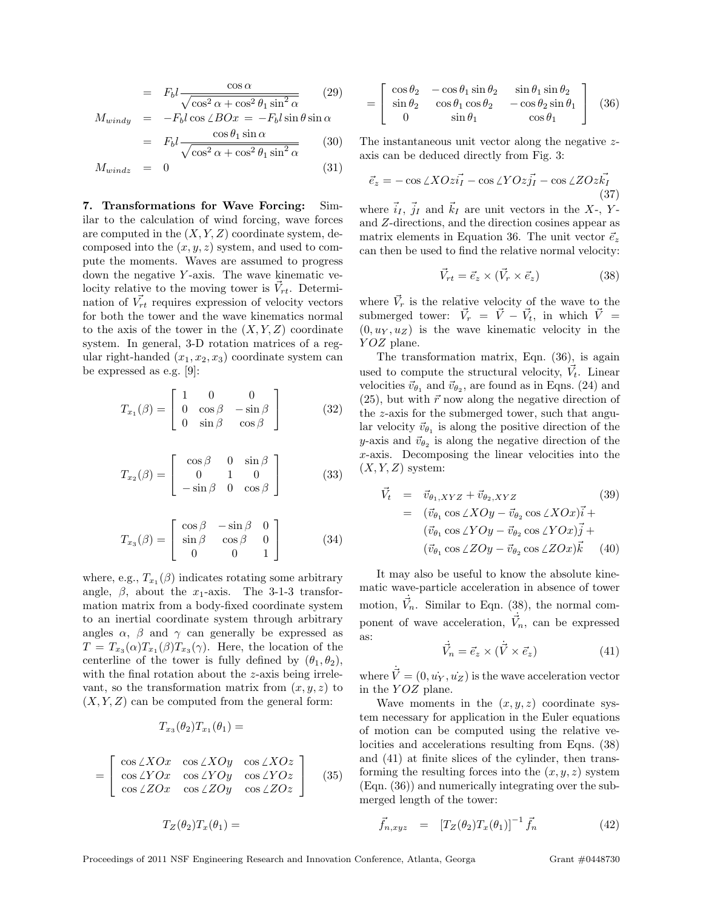$$= F_b l \frac{\cos\alpha}{\sqrt{\cos^2\alpha + \cos^2\theta_1 \sin^2\alpha}} \quad (29)$$

$$M_{windy} = -F_b l \cos\angle BOx = -F_b l \sin\theta \sin\alpha$$

$$= F_b l \frac{\cos\theta_1 \sin\alpha}{\sqrt{\cos^2\alpha + \cos^2\theta_1 \sin^2\alpha}} \quad (30)$$

$$M_{windz} = 0 \quad (31)$$

**7. Transformations for Wave Forcing:** Similar to the calculation of wind forcing, wave forces are computed in the $(X, Y, Z)$ coordinate system, decomposed into the $(x, y, z)$ system, and used to compute the moments. Waves are assumed to progress down the negative $Y$-axis. The wave kinematic velocity relative to the moving tower is $\vec{V_{rt}}$. Determination of $\vec{V_{rt}}$ requires expression of velocity vectors for both the tower and the wave kinematics normal to the axis of the tower in the $(X, Y, Z)$ coordinate system. In general, 3-D rotation matrices of a regular right-handed $(x_1, x_2, x_3)$ coordinate system can be expressed as e.g. [9]:

$$T_{x_1}(\beta) = \begin{bmatrix} 1 & 0 & 0 \\ 0 & \cos\beta & -\sin\beta \\ 0 & \sin\beta & \cos\beta \end{bmatrix} \quad (32)$$

$$T_{x_2}(\beta) = \begin{bmatrix} \cos\beta & 0 & \sin\beta \\ 0 & 1 & 0 \\ -\sin\beta & 0 & \cos\beta \end{bmatrix} \quad (33)$$

$$T_{x_3}(\beta) = \begin{bmatrix} \cos\beta & -\sin\beta & 0 \\ \sin\beta & \cos\beta & 0 \\ 0 & 0 & 1 \end{bmatrix} \quad (34)$$

where, e.g., $T_{x_1}(\beta)$ indicates rotating some arbitrary angle, $\beta$, about the $x_1$-axis. The 3-1-3 transformation matrix from a body-fixed coordinate system to an inertial coordinate system through arbitrary angles $\alpha$, $\beta$ and $\gamma$ can generally be expressed as $T = T_{x_3}(\alpha)T_{x_1}(\beta)T_{x_3}(\gamma)$. Here, the location of the centerline of the tower is fully defined by $(\theta_1, \theta_2)$, with the final rotation about the $z$-axis being irrelevant, so the transformation matrix from $(x, y, z)$ to $(X, Y, Z)$ can be computed from the general form:

$$T_{x_3}(\theta_2)T_{x_1}(\theta_1) =$$

$$= \begin{bmatrix} \cos\angle XOx & \cos\angle XOy & \cos\angle XOz \\ \cos\angle YOx & \cos\angle YOy & \cos\angle YOz \\ \cos\angle ZOx & \cos\angle ZOy & \cos\angle ZOz \end{bmatrix} \quad (35)$$

$$T_Z(\theta_2)T_x(\theta_1) =$$

$$= \begin{bmatrix} \cos\theta_2 & -\cos\theta_1 \sin\theta_2 & \sin\theta_1 \sin\theta_2 \\ \sin\theta_2 & \cos\theta_1 \cos\theta_2 & -\cos\theta_2 \sin\theta_1 \\ 0 & \sin\theta_1 & \cos\theta_1 \end{bmatrix} \quad (36)$$

The instantaneous unit vector along the negative $z$-axis can be deduced directly from Fig. 3:

$$\vec{e}_z = -\cos\angle XOz\vec{i_I} - \cos\angle YOz\vec{j_I} - \cos\angle ZOz\vec{k_I} \quad (37)$$

where $\vec{i}_I$, $\vec{j}_I$ and $\vec{k}_I$ are unit vectors in the $X$-, $Y$- and $Z$-directions, and the direction cosines appear as matrix elements in Equation 36. The unit vector $\vec{e}_z$ can then be used to find the relative normal velocity:

$$\vec{V}_{rt} = \vec{e}_z \times (\vec{V}_r \times \vec{e}_z) \quad (38)$$

where $\vec{V}_r$ is the relative velocity of the wave to the submerged tower: $\vec{V}_r = \vec{V} - \vec{V}_t$, in which $\vec{V} = (0, u_Y, u_Z)$ is the wave kinematic velocity in the $YOZ$ plane.

The transformation matrix, Eqn. (36), is again used to compute the structural velocity, $\vec{V}_t$. Linear velocities $\vec{v}_{\theta_1}$ and $\vec{v}_{\theta_2}$, are found as in Eqns. (24) and (25), but with $\vec{r}$ now along the negative direction of the $z$-axis for the submerged tower, such that angular velocity $\vec{v}_{\theta_1}$ is along the positive direction of the $y$-axis and $\vec{v}_{\theta_2}$ is along the negative direction of the $x$-axis. Decomposing the linear velocities into the $(X, Y, Z)$ system:

$$\vec{V}_t = \vec{v}_{\theta_1, XYZ} + \vec{v}_{\theta_2, XYZ} \quad (39)$$

$$= (\vec{v}_{\theta_1}\cos\angle XOy - \vec{v}_{\theta_2}\cos\angle XOx)\vec{i} + (\vec{v}_{\theta_1}\cos\angle YOy - \vec{v}_{\theta_2}\cos\angle YOx)\vec{j} + (\vec{v}_{\theta_1}\cos\angle ZOy - \vec{v}_{\theta_2}\cos\angle ZOx)\vec{k} \quad (40)$$

It may also be useful to know the absolute kinematic wave-particle acceleration in absence of tower motion, $\dot{\vec{V}_n}$. Similar to Eqn. (38), the normal component of wave acceleration, $\dot{\vec{V}_n}$, can be expressed as:

$$\dot{\vec{V}_n} = \vec{e}_z \times (\dot{\vec{V}} \times \vec{e}_z) \quad (41)$$

where $\dot{\vec{V}} = (0, \dot{u_Y}, \dot{u_Z})$ is the wave acceleration vector in the $YOZ$ plane.

Wave moments in the $(x, y, z)$ coordinate system necessary for application in the Euler equations of motion can be computed using the relative velocities and accelerations resulting from Eqns. (38) and (41) at finite slices of the cylinder, then transforming the resulting forces into the $(x, y, z)$ system (Eqn. (36)) and numerically integrating over the submerged length of the tower:

$$\vec{f}_{n,xyz} = [T_Z(\theta_2)T_x(\theta_1)]^{-1}\vec{f}_n \quad (42)$$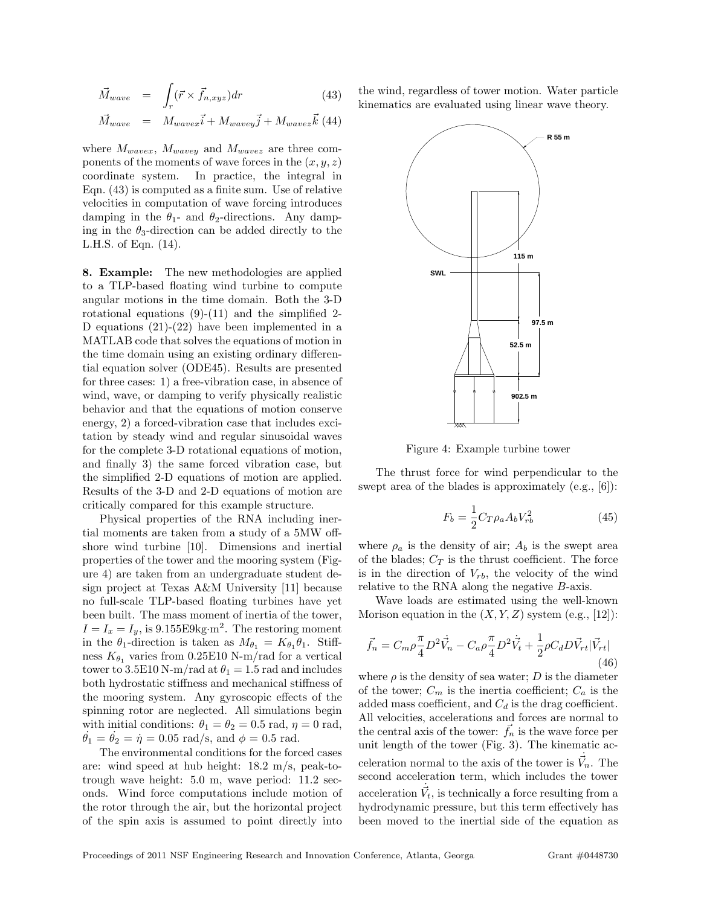$$\vec{M}_{wave} = \int_r (\vec{r} \times \vec{f}_{n,xyz}) dr \tag{43}$$

$$\vec{M}_{wave} = M_{wavex}\vec{i} + M_{wavey}\vec{j} + M_{wavez}\vec{k} \tag{44}$$

where $M_{wavex}$, $M_{wavey}$ and $M_{wavez}$ are three components of the moments of wave forces in the $(x, y, z)$ coordinate system. In practice, the integral in Eqn. (43) is computed as a finite sum. Use of relative velocities in computation of wave forcing introduces damping in the $\theta_1$- and $\theta_2$-directions. Any damping in the $\theta_3$-direction can be added directly to the L.H.S. of Eqn. (14).

**8. Example:** The new methodologies are applied to a TLP-based floating wind turbine to compute angular motions in the time domain. Both the 3-D rotational equations (9)-(11) and the simplified 2-D equations (21)-(22) have been implemented in a MATLAB code that solves the equations of motion in the time domain using an existing ordinary differential equation solver (ODE45). Results are presented for three cases: 1) a free-vibration case, in absence of wind, wave, or damping to verify physically realistic behavior and that the equations of motion conserve energy, 2) a forced-vibration case that includes excitation by steady wind and regular sinusoidal waves for the complete 3-D rotational equations of motion, and finally 3) the same forced vibration case, but the simplified 2-D equations of motion are applied. Results of the 3-D and 2-D equations of motion are critically compared for this example structure.

Physical properties of the RNA including inertial moments are taken from a study of a 5MW offshore wind turbine [10]. Dimensions and inertial properties of the tower and the mooring system (Figure 4) are taken from an undergraduate student design project at Texas A&M University [11] because no full-scale TLP-based floating turbines have yet been built. The mass moment of inertia of the tower, $I = I_x = I_y$, is 9.155E9kg·m$^2$. The restoring moment in the $\theta_1$-direction is taken as $M_{\theta_1} = K_{\theta_1}\theta_1$. Stiffness $K_{\theta_1}$ varies from 0.25E10 N-m/rad for a vertical tower to 3.5E10 N-m/rad at $\theta_1 = 1.5$ rad and includes both hydrostatic stiffness and mechanical stiffness of the mooring system. Any gyroscopic effects of the spinning rotor are neglected. All simulations begin with initial conditions: $\theta_1 = \theta_2 = 0.5$ rad, $\eta = 0$ rad, $\dot{\theta_1} = \dot{\theta_2} = \dot{\eta} = 0.05$ rad/s, and $\phi = 0.5$ rad.

The environmental conditions for the forced cases are: wind speed at hub height: 18.2 m/s, peak-to-trough wave height: 5.0 m, wave period: 11.2 seconds. Wind force computations include motion of the rotor through the air, but the horizontal project of the spin axis is assumed to point directly into the wind, regardless of tower motion. Water particle kinematics are evaluated using linear wave theory.

Figure 4: Example turbine tower

The thrust force for wind perpendicular to the swept area of the blades is approximately (e.g., [6]):

$$F_b = \frac{1}{2} C_T \rho_a A_b V_{rb}^2 \tag{45}$$

where $\rho_a$ is the density of air; $A_b$ is the swept area of the blades; $C_T$ is the thrust coefficient. The force is in the direction of $V_{rb}$, the velocity of the wind relative to the RNA along the negative $B$-axis.

Wave loads are estimated using the well-known Morison equation in the $(X, Y, Z)$ system (e.g., [12]):

$$\vec{f_n} = C_m \rho \frac{\pi}{4} D^2 \dot{\vec{V_n}} - C_a \rho \frac{\pi}{4} D^2 \dot{\vec{V_t}} + \frac{1}{2} \rho C_d D \vec{V}_{rt} |\vec{V}_{rt}| \tag{46}$$

where $\rho$ is the density of sea water; $D$ is the diameter of the tower; $C_m$ is the inertia coefficient; $C_a$ is the added mass coefficient, and $C_d$ is the drag coefficient. All velocities, accelerations and forces are normal to the central axis of the tower: $\vec{f_n}$ is the wave force per unit length of the tower (Fig. 3). The kinematic acceleration normal to the axis of the tower is $\dot{\vec{V_n}}$. The second acceleration term, which includes the tower acceleration $\dot{\vec{V_t}}$, is technically a force resulting from a hydrodynamic pressure, but this term effectively has been moved to the inertial side of the equation as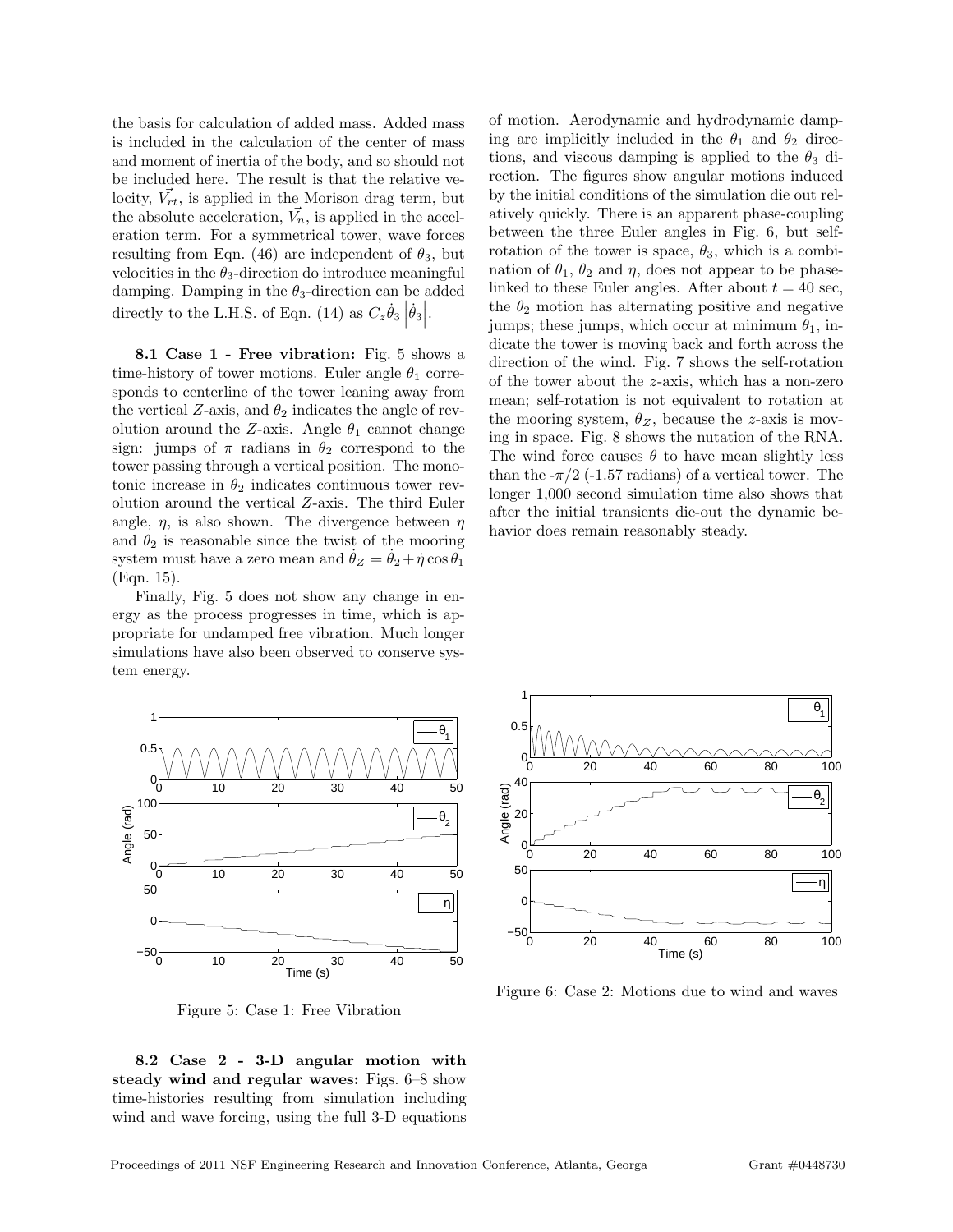the basis for calculation of added mass. Added mass is included in the calculation of the center of mass and moment of inertia of the body, and so should not be included here. The result is that the relative velocity, $\vec{V_{rt}}$, is applied in the Morison drag term, but the absolute acceleration, $\vec{V_n}$, is applied in the acceleration term. For a symmetrical tower, wave forces resulting from Eqn. (46) are independent of $\theta_3$, but velocities in the $\theta_3$-direction do introduce meaningful damping. Damping in the $\theta_3$-direction can be added directly to the L.H.S. of Eqn. (14) as $C_z\dot{\theta}_3\left|\dot{\theta}_3\right|$.

**8.1 Case 1 - Free vibration:** Fig. 5 shows a time-history of tower motions. Euler angle $\theta_1$ corresponds to centerline of the tower leaning away from the vertical $Z$-axis, and $\theta_2$ indicates the angle of revolution around the $Z$-axis. Angle $\theta_1$ cannot change sign: jumps of $\pi$ radians in $\theta_2$ correspond to the tower passing through a vertical position. The monotonic increase in $\theta_2$ indicates continuous tower revolution around the vertical $Z$-axis. The third Euler angle, $\eta$, is also shown. The divergence between $\eta$ and $\theta_2$ is reasonable since the twist of the mooring system must have a zero mean and $\dot{\theta}_Z = \dot{\theta}_2 + \dot{\eta}\cos\theta_1$ (Eqn. 15).

Finally, Fig. 5 does not show any change in energy as the process progresses in time, which is appropriate for undamped free vibration. Much longer simulations have also been observed to conserve system energy.

Figure 5: Case 1: Free Vibration

**8.2 Case 2 - 3-D angular motion with steady wind and regular waves:** Figs. 6–8 show time-histories resulting from simulation including wind and wave forcing, using the full 3-D equations of motion. Aerodynamic and hydrodynamic damping are implicitly included in the $\theta_1$ and $\theta_2$ directions, and viscous damping is applied to the $\theta_3$ direction. The figures show angular motions induced by the initial conditions of the simulation die out relatively quickly. There is an apparent phase-coupling between the three Euler angles in Fig. 6, but self-rotation of the tower is space, $\theta_3$, which is a combination of $\theta_1$, $\theta_2$ and $\eta$, does not appear to be phase-linked to these Euler angles. After about $t = 40$ sec, the $\theta_2$ motion has alternating positive and negative jumps; these jumps, which occur at minimum $\theta_1$, indicate the tower is moving back and forth across the direction of the wind. Fig. 7 shows the self-rotation of the tower about the $z$-axis, which has a non-zero mean; self-rotation is not equivalent to rotation at the mooring system, $\theta_Z$, because the $z$-axis is moving in space. Fig. 8 shows the nutation of the RNA. The wind force causes $\theta$ to have mean slightly less than the $-\pi/2$ (-1.57 radians) of a vertical tower. The longer 1,000 second simulation time also shows that after the initial transients die-out the dynamic behavior does remain reasonably steady.

Figure 6: Case 2: Motions due to wind and waves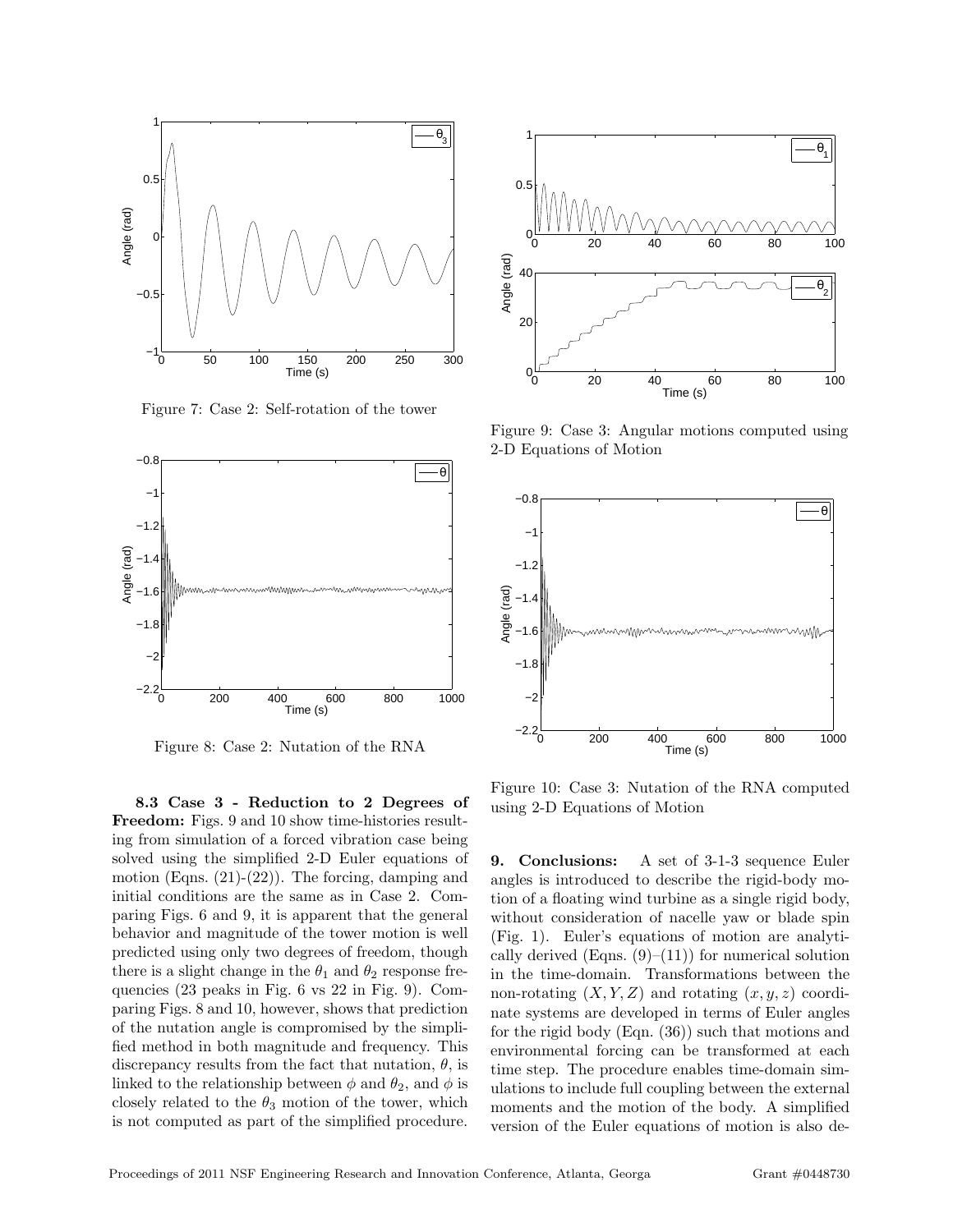Figure 7: Case 2: Self-rotation of the tower

Figure 8: Case 2: Nutation of the RNA

Figure 9: Case 3: Angular motions computed using 2-D Equations of Motion

Figure 10: Case 3: Nutation of the RNA computed using 2-D Equations of Motion

**8.3 Case 3 - Reduction to 2 Degrees of Freedom:** Figs. 9 and 10 show time-histories resulting from simulation of a forced vibration case being solved using the simplified 2-D Euler equations of motion (Eqns. (21)-(22)). The forcing, damping and initial conditions are the same as in Case 2. Comparing Figs. 6 and 9, it is apparent that the general behavior and magnitude of the tower motion is well predicted using only two degrees of freedom, though there is a slight change in the $\theta_1$ and $\theta_2$ response frequencies (23 peaks in Fig. 6 vs 22 in Fig. 9). Comparing Figs. 8 and 10, however, shows that prediction of the nutation angle is compromised by the simplified method in both magnitude and frequency. This discrepancy results from the fact that nutation, $\theta$, is linked to the relationship between $\phi$ and $\theta_2$, and $\phi$ is closely related to the $\theta_3$ motion of the tower, which is not computed as part of the simplified procedure.

**9. Conclusions:** A set of 3-1-3 sequence Euler angles is introduced to describe the rigid-body motion of a floating wind turbine as a single rigid body, without consideration of nacelle yaw or blade spin (Fig. 1). Euler's equations of motion are analytically derived (Eqns. (9)–(11)) for numerical solution in the time-domain. Transformations between the non-rotating $(X, Y, Z)$ and rotating $(x, y, z)$ coordinate systems are developed in terms of Euler angles for the rigid body (Eqn. (36)) such that motions and environmental forcing can be transformed at each time step. The procedure enables time-domain simulations to include full coupling between the external moments and the motion of the body. A simplified version of the Euler equations of motion is also de-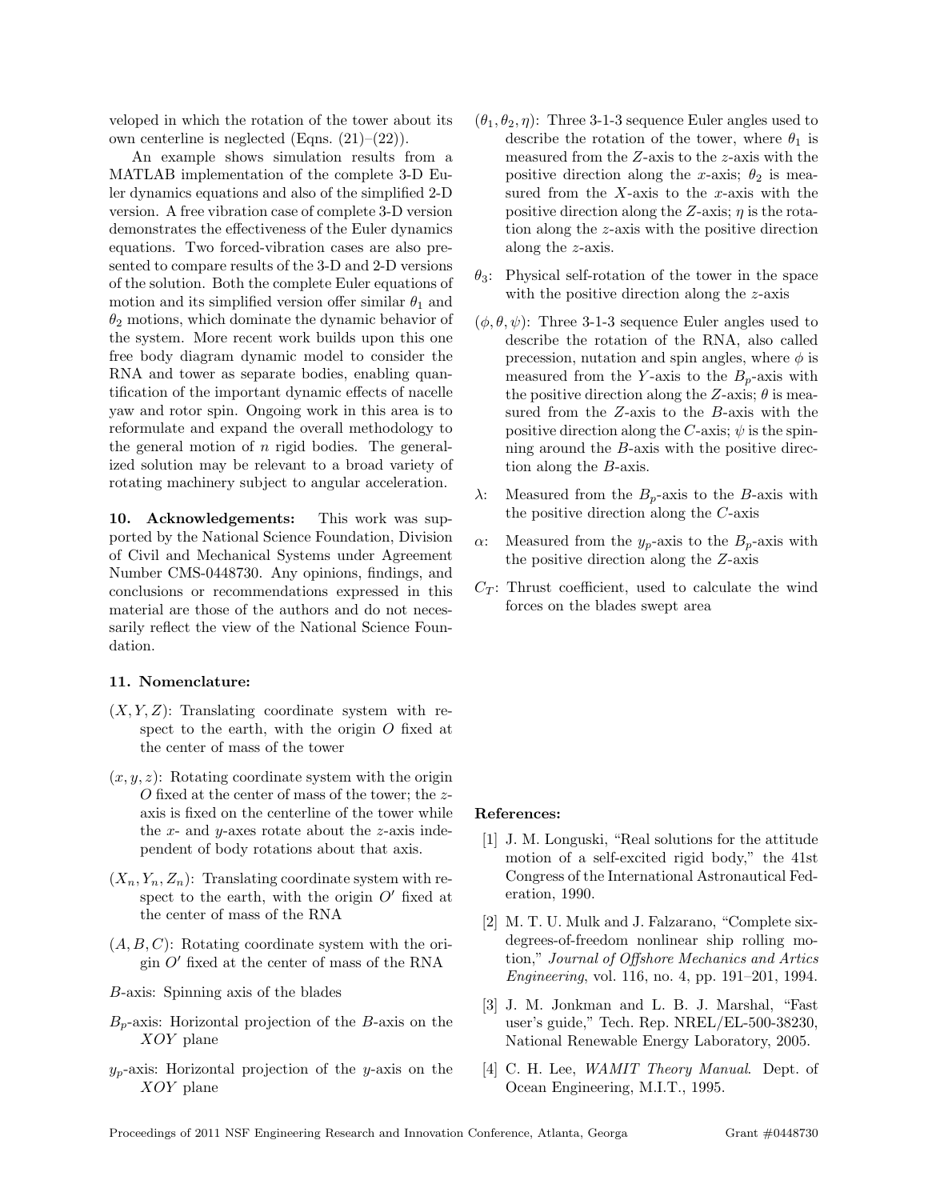veloped in which the rotation of the tower about its own centerline is neglected (Eqns. (21)–(22)).

An example shows simulation results from a MATLAB implementation of the complete 3-D Euler dynamics equations and also of the simplified 2-D version. A free vibration case of complete 3-D version demonstrates the effectiveness of the Euler dynamics equations. Two forced-vibration cases are also presented to compare results of the 3-D and 2-D versions of the solution. Both the complete Euler equations of motion and its simplified version offer similar $\theta_1$ and $\theta_2$ motions, which dominate the dynamic behavior of the system. More recent work builds upon this one free body diagram dynamic model to consider the RNA and tower as separate bodies, enabling quantification of the important dynamic effects of nacelle yaw and rotor spin. Ongoing work in this area is to reformulate and expand the overall methodology to the general motion of $n$ rigid bodies. The generalized solution may be relevant to a broad variety of rotating machinery subject to angular acceleration.

**10. Acknowledgements:** This work was supported by the National Science Foundation, Division of Civil and Mechanical Systems under Agreement Number CMS-0448730. Any opinions, findings, and conclusions or recommendations expressed in this material are those of the authors and do not necessarily reflect the view of the National Science Foundation.

## 11. Nomenclature:

$(X, Y, Z)$: Translating coordinate system with respect to the earth, with the origin $O$ fixed at the center of mass of the tower

$(x, y, z)$: Rotating coordinate system with the origin $O$ fixed at the center of mass of the tower; the $z$-axis is fixed on the centerline of the tower while the $x$- and $y$-axes rotate about the $z$-axis independent of body rotations about that axis.

$(X_n, Y_n, Z_n)$: Translating coordinate system with respect to the earth, with the origin $O'$ fixed at the center of mass of the RNA

$(A, B, C)$: Rotating coordinate system with the origin $O'$ fixed at the center of mass of the RNA

$B$-axis: Spinning axis of the blades

$B_p$-axis: Horizontal projection of the $B$-axis on the $XOY$ plane

$y_p$-axis: Horizontal projection of the $y$-axis on the $XOY$ plane

$(\theta_1, \theta_2, \eta)$: Three 3-1-3 sequence Euler angles used to describe the rotation of the tower, where $\theta_1$ is measured from the $Z$-axis to the $z$-axis with the positive direction along the $x$-axis; $\theta_2$ is measured from the $X$-axis to the $x$-axis with the positive direction along the $Z$-axis; $\eta$ is the rotation along the $z$-axis with the positive direction along the $z$-axis.

$\theta_3$: Physical self-rotation of the tower in the space with the positive direction along the $z$-axis

$(\phi, \theta, \psi)$: Three 3-1-3 sequence Euler angles used to describe the rotation of the RNA, also called precession, nutation and spin angles, where $\phi$ is measured from the $Y$-axis to the $B_p$-axis with the positive direction along the $Z$-axis; $\theta$ is measured from the $Z$-axis to the $B$-axis with the positive direction along the $C$-axis; $\psi$ is the spinning around the $B$-axis with the positive direction along the $B$-axis.

$\lambda$: Measured from the $B_p$-axis to the $B$-axis with the positive direction along the $C$-axis

$\alpha$: Measured from the $y_p$-axis to the $B_p$-axis with the positive direction along the $Z$-axis

$C_T$: Thrust coefficient, used to calculate the wind forces on the blades swept area

## References:

[1] J. M. Longuski, "Real solutions for the attitude motion of a self-excited rigid body," the 41st Congress of the International Astronautical Federation, 1990.

[2] M. T. U. Mulk and J. Falzarano, "Complete six-degrees-of-freedom nonlinear ship rolling motion," *Journal of Offshore Mechanics and Artics Engineering*, vol. 116, no. 4, pp. 191–201, 1994.

[3] J. M. Jonkman and L. B. J. Marshal, "Fast user's guide," Tech. Rep. NREL/EL-500-38230, National Renewable Energy Laboratory, 2005.

[4] C. H. Lee, *WAMIT Theory Manual*. Dept. of Ocean Engineering, M.I.T., 1995.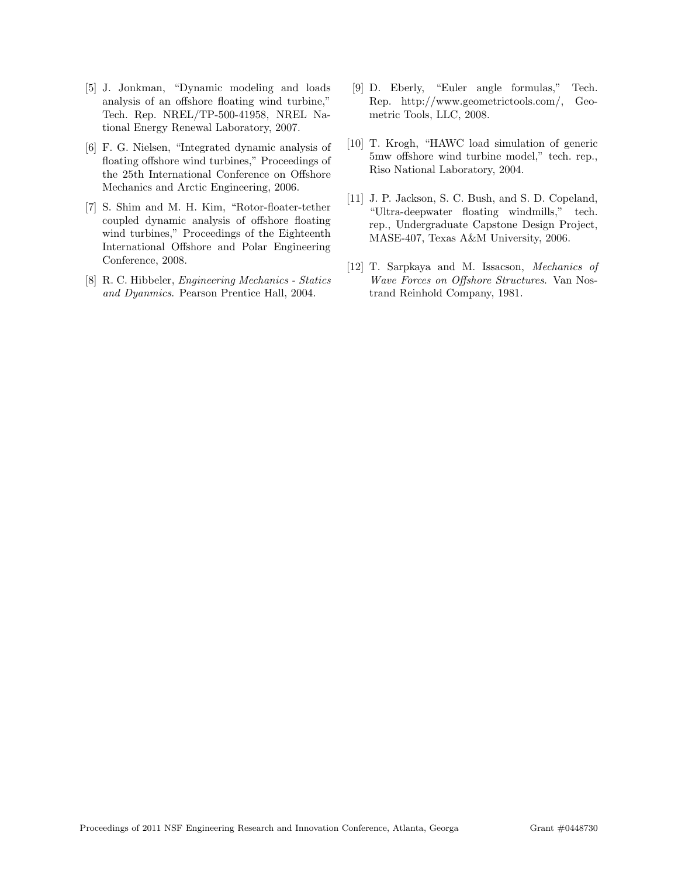[5] J. Jonkman, "Dynamic modeling and loads analysis of an offshore floating wind turbine," Tech. Rep. NREL/TP-500-41958, NREL National Energy Renewal Laboratory, 2007.

[6] F. G. Nielsen, "Integrated dynamic analysis of floating offshore wind turbines," Proceedings of the 25th International Conference on Offshore Mechanics and Arctic Engineering, 2006.

[7] S. Shim and M. H. Kim, "Rotor-floater-tether coupled dynamic analysis of offshore floating wind turbines," Proceedings of the Eighteenth International Offshore and Polar Engineering Conference, 2008.

[8] R. C. Hibbeler, *Engineering Mechanics - Statics and Dyanmics*. Pearson Prentice Hall, 2004.

[9] D. Eberly, "Euler angle formulas," Tech. Rep. http://www.geometrictools.com/, Geometric Tools, LLC, 2008.

[10] T. Krogh, "HAWC load simulation of generic 5mw offshore wind turbine model," tech. rep., Riso National Laboratory, 2004.

[11] J. P. Jackson, S. C. Bush, and S. D. Copeland, "Ultra-deepwater floating windmills," tech. rep., Undergraduate Capstone Design Project, MASE-407, Texas A&M University, 2006.

[12] T. Sarpkaya and M. Issacson, *Mechanics of Wave Forces on Offshore Structures.* Van Nostrand Reinhold Company, 1981.